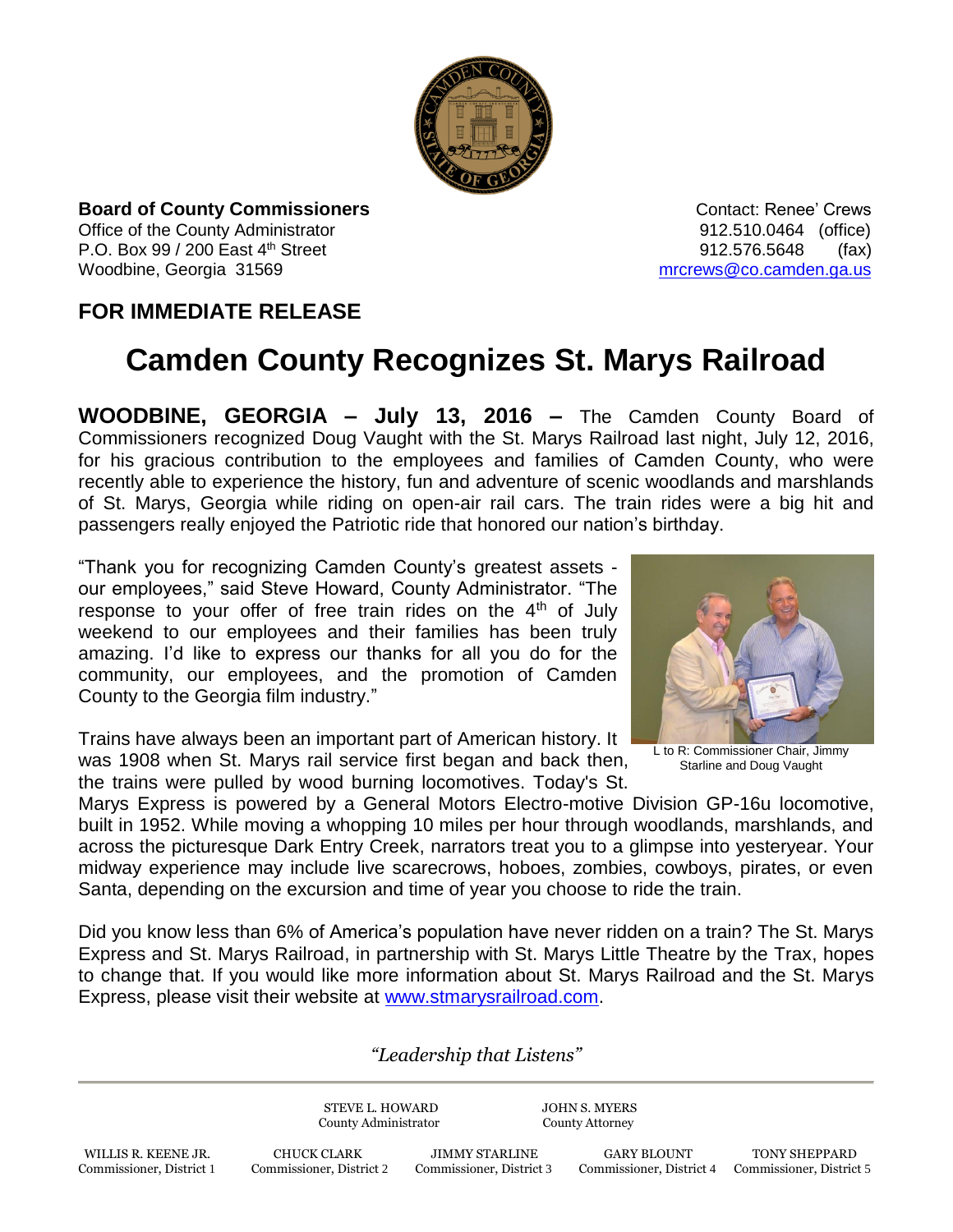**Board of County Commissioners**
Office of the County Administrator
P.O. Box 99 / 200 East 4th Street
Woodbine, Georgia 31569

Contact: Renee' Crews
912.510.0464 (office)
912.576.5648 (fax)
mrcrews@co.camden.ga.us

## FOR IMMEDIATE RELEASE

# Camden County Recognizes St. Marys Railroad

**WOODBINE, GEORGIA – July 13, 2016 –** The Camden County Board of Commissioners recognized Doug Vaught with the St. Marys Railroad last night, July 12, 2016, for his gracious contribution to the employees and families of Camden County, who were recently able to experience the history, fun and adventure of scenic woodlands and marshlands of St. Marys, Georgia while riding on open-air rail cars. The train rides were a big hit and passengers really enjoyed the Patriotic ride that honored our nation's birthday.

"Thank you for recognizing Camden County's greatest assets - our employees," said Steve Howard, County Administrator. "The response to your offer of free train rides on the 4th of July weekend to our employees and their families has been truly amazing. I'd like to express our thanks for all you do for the community, our employees, and the promotion of Camden County to the Georgia film industry."

L to R: Commissioner Chair, Jimmy Starline and Doug Vaught

Trains have always been an important part of American history. It was 1908 when St. Marys rail service first began and back then, the trains were pulled by wood burning locomotives. Today's St. Marys Express is powered by a General Motors Electro-motive Division GP-16u locomotive, built in 1952. While moving a whopping 10 miles per hour through woodlands, marshlands, and across the picturesque Dark Entry Creek, narrators treat you to a glimpse into yesteryear. Your midway experience may include live scarecrows, hoboes, zombies, cowboys, pirates, or even Santa, depending on the excursion and time of year you choose to ride the train.

Did you know less than 6% of America's population have never ridden on a train? The St. Marys Express and St. Marys Railroad, in partnership with St. Marys Little Theatre by the Trax, hopes to change that. If you would like more information about St. Marys Railroad and the St. Marys Express, please visit their website at www.stmarysrailroad.com.

*"Leadership that Listens"*

STEVE L. HOWARD, County Administrator
JOHN S. MYERS, County Attorney

WILLIS R. KEENE JR., Commissioner, District 1
CHUCK CLARK, Commissioner, District 2
JIMMY STARLINE, Commissioner, District 3
GARY BLOUNT, Commissioner, District 4
TONY SHEPPARD, Commissioner, District 5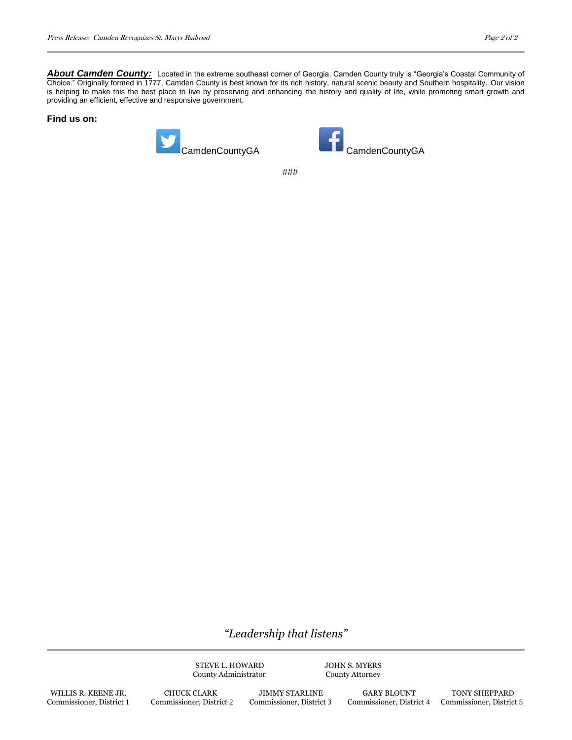***About Camden County:*** Located in the extreme southeast corner of Georgia, Camden County truly is "Georgia's Coastal Community of Choice." Originally formed in 1777, Camden County is best known for its rich history, natural scenic beauty and Southern hospitality. Our vision is helping to make this the best place to live by preserving and enhancing the history and quality of life, while promoting smart growth and providing an efficient, effective and responsive government.

**Find us on:**

CamdenCountyGA CamdenCountyGA

###

*"Leadership that listens"*

STEVE L. HOWARD
County Administrator

JOHN S. MYERS
County Attorney

WILLIS R. KEENE JR.
Commissioner, District 1

CHUCK CLARK
Commissioner, District 2

JIMMY STARLINE
Commissioner, District 3

GARY BLOUNT
Commissioner, District 4

TONY SHEPPARD
Commissioner, District 5